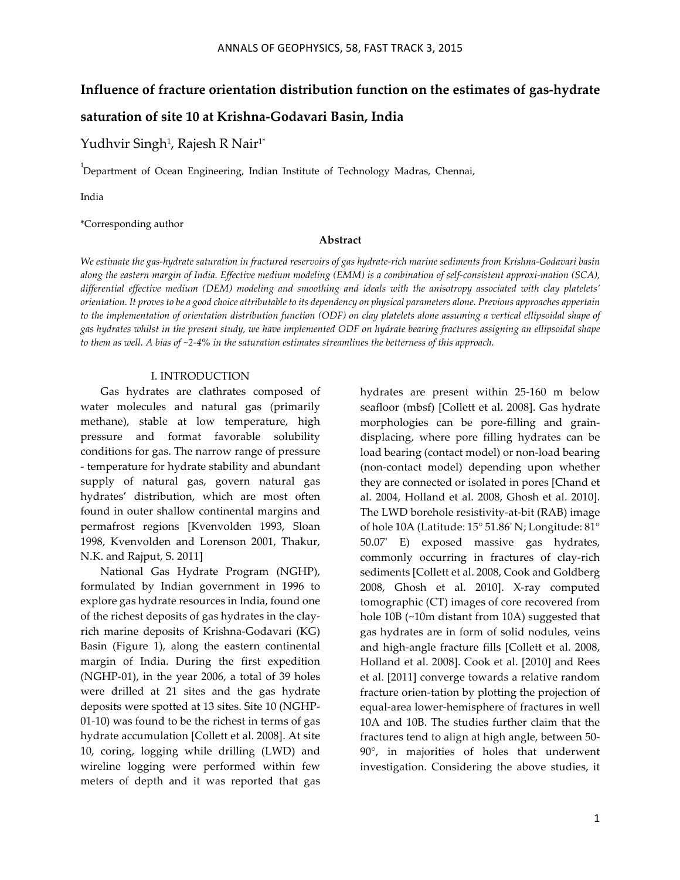# Influence of fracture orientation distribution function on the estimates of gas-hydrate saturation of site 10 at Krishna-Godavari Basin, India

Yudhvir Singh[1], Rajesh R Nair[1*]

[1]Department of Ocean Engineering, Indian Institute of Technology Madras, Chennai, India

*Corresponding author

### Abstract

*We estimate the gas-hydrate saturation in fractured reservoirs of gas hydrate-rich marine sediments from Krishna-Godavari basin along the eastern margin of India. Effective medium modeling (EMM) is a combination of self-consistent approxi-mation (SCA), differential effective medium (DEM) modeling and smoothing and ideals with the anisotropy associated with clay platelets' orientation. It proves to be a good choice attributable to its dependency on physical parameters alone. Previous approaches appertain to the implementation of orientation distribution function (ODF) on clay platelets alone assuming a vertical ellipsoidal shape of gas hydrates whilst in the present study, we have implemented ODF on hydrate bearing fractures assigning an ellipsoidal shape to them as well. A bias of ~2-4% in the saturation estimates streamlines the betterness of this approach.*

## I. INTRODUCTION

Gas hydrates are clathrates composed of water molecules and natural gas (primarily methane), stable at low temperature, high pressure and format favorable solubility conditions for gas. The narrow range of pressure - temperature for hydrate stability and abundant supply of natural gas, govern natural gas hydrates' distribution, which are most often found in outer shallow continental margins and permafrost regions [Kvenvolden 1993, Sloan 1998, Kvenvolden and Lorenson 2001, Thakur, N.K. and Rajput, S. 2011]

National Gas Hydrate Program (NGHP), formulated by Indian government in 1996 to explore gas hydrate resources in India, found one of the richest deposits of gas hydrates in the clay-rich marine deposits of Krishna-Godavari (KG) Basin (Figure 1), along the eastern continental margin of India. During the first expedition (NGHP-01), in the year 2006, a total of 39 holes were drilled at 21 sites and the gas hydrate deposits were spotted at 13 sites. Site 10 (NGHP-01-10) was found to be the richest in terms of gas hydrate accumulation [Collett et al. 2008]. At site 10, coring, logging while drilling (LWD) and wireline logging were performed within few meters of depth and it was reported that gas hydrates are present within 25-160 m below seafloor (mbsf) [Collett et al. 2008]. Gas hydrate morphologies can be pore-filling and grain-displacing, where pore filling hydrates can be load bearing (contact model) or non-load bearing (non-contact model) depending upon whether they are connected or isolated in pores [Chand et al. 2004, Holland et al. 2008, Ghosh et al. 2010]. The LWD borehole resistivity-at-bit (RAB) image of hole 10A (Latitude: 15° 51.86' N; Longitude: 81° 50.07' E) exposed massive gas hydrates, commonly occurring in fractures of clay-rich sediments [Collett et al. 2008, Cook and Goldberg 2008, Ghosh et al. 2010]. X-ray computed tomographic (CT) images of core recovered from hole 10B (~10m distant from 10A) suggested that gas hydrates are in form of solid nodules, veins and high-angle fracture fills [Collett et al. 2008, Holland et al. 2008]. Cook et al. [2010] and Rees et al. [2011] converge towards a relative random fracture orien-tation by plotting the projection of equal-area lower-hemisphere of fractures in well 10A and 10B. The studies further claim that the fractures tend to align at high angle, between 50-90°, in majorities of holes that underwent investigation. Considering the above studies, it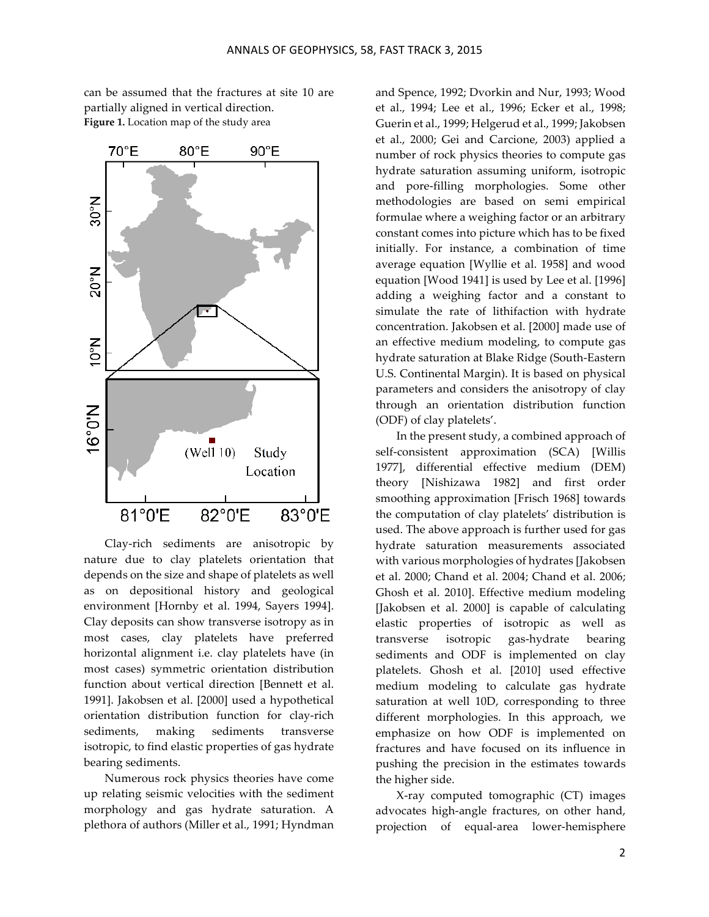can be assumed that the fractures at site 10 are partially aligned in vertical direction.

**Figure 1.** Location map of the study area

Clay-rich sediments are anisotropic by nature due to clay platelets orientation that depends on the size and shape of platelets as well as on depositional history and geological environment [Hornby et al. 1994, Sayers 1994]. Clay deposits can show transverse isotropy as in most cases, clay platelets have preferred horizontal alignment i.e. clay platelets have (in most cases) symmetric orientation distribution function about vertical direction [Bennett et al. 1991]. Jakobsen et al. [2000] used a hypothetical orientation distribution function for clay-rich sediments, making sediments transverse isotropic, to find elastic properties of gas hydrate bearing sediments.

Numerous rock physics theories have come up relating seismic velocities with the sediment morphology and gas hydrate saturation. A plethora of authors (Miller et al., 1991; Hyndman and Spence, 1992; Dvorkin and Nur, 1993; Wood et al., 1994; Lee et al., 1996; Ecker et al., 1998; Guerin et al., 1999; Helgerud et al., 1999; Jakobsen et al., 2000; Gei and Carcione, 2003) applied a number of rock physics theories to compute gas hydrate saturation assuming uniform, isotropic and pore-filling morphologies. Some other methodologies are based on semi empirical formulae where a weighing factor or an arbitrary constant comes into picture which has to be fixed initially. For instance, a combination of time average equation [Wyllie et al. 1958] and wood equation [Wood 1941] is used by Lee et al. [1996] adding a weighing factor and a constant to simulate the rate of lithifaction with hydrate concentration. Jakobsen et al. [2000] made use of an effective medium modeling, to compute gas hydrate saturation at Blake Ridge (South-Eastern U.S. Continental Margin). It is based on physical parameters and considers the anisotropy of clay through an orientation distribution function (ODF) of clay platelets'.

In the present study, a combined approach of self-consistent approximation (SCA) [Willis 1977], differential effective medium (DEM) theory [Nishizawa 1982] and first order smoothing approximation [Frisch 1968] towards the computation of clay platelets' distribution is used. The above approach is further used for gas hydrate saturation measurements associated with various morphologies of hydrates [Jakobsen et al. 2000; Chand et al. 2004; Chand et al. 2006; Ghosh et al. 2010]. Effective medium modeling [Jakobsen et al. 2000] is capable of calculating elastic properties of isotropic as well as transverse isotropic gas-hydrate bearing sediments and ODF is implemented on clay platelets. Ghosh et al. [2010] used effective medium modeling to calculate gas hydrate saturation at well 10D, corresponding to three different morphologies. In this approach, we emphasize on how ODF is implemented on fractures and have focused on its influence in pushing the precision in the estimates towards the higher side.

X-ray computed tomographic (CT) images advocates high-angle fractures, on other hand, projection of equal-area lower-hemisphere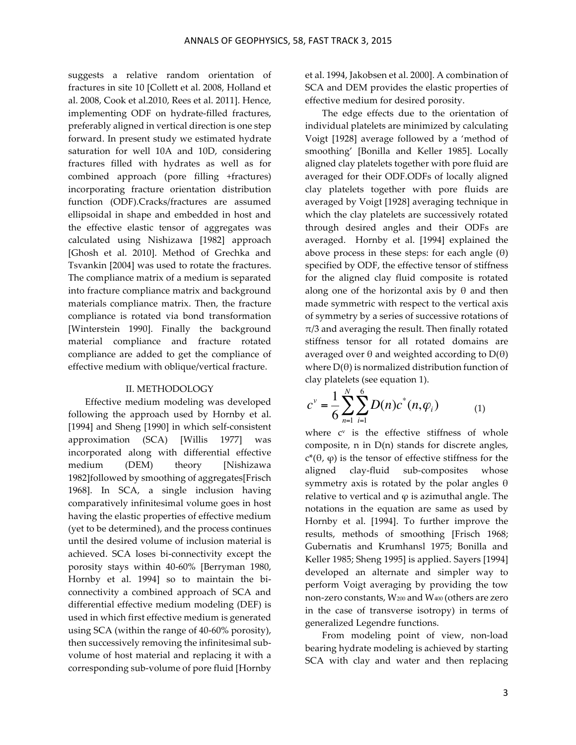suggests a relative random orientation of fractures in site 10 [Collett et al. 2008, Holland et al. 2008, Cook et al.2010, Rees et al. 2011]. Hence, implementing ODF on hydrate-filled fractures, preferably aligned in vertical direction is one step forward. In present study we estimated hydrate saturation for well 10A and 10D, considering fractures filled with hydrates as well as for combined approach (pore filling +fractures) incorporating fracture orientation distribution function (ODF).Cracks/fractures are assumed ellipsoidal in shape and embedded in host and the effective elastic tensor of aggregates was calculated using Nishizawa [1982] approach [Ghosh et al. 2010]. Method of Grechka and Tsvankin [2004] was used to rotate the fractures. The compliance matrix of a medium is separated into fracture compliance matrix and background materials compliance matrix. Then, the fracture compliance is rotated via bond transformation [Winterstein 1990]. Finally the background material compliance and fracture rotated compliance are added to get the compliance of effective medium with oblique/vertical fracture.

## II. METHODOLOGY

Effective medium modeling was developed following the approach used by Hornby et al. [1994] and Sheng [1990] in which self-consistent approximation (SCA) [Willis 1977] was incorporated along with differential effective medium (DEM) theory [Nishizawa 1982]followed by smoothing of aggregates[Frisch 1968]. In SCA, a single inclusion having comparatively infinitesimal volume goes in host having the elastic properties of effective medium (yet to be determined), and the process continues until the desired volume of inclusion material is achieved. SCA loses bi-connectivity except the porosity stays within 40-60% [Berryman 1980, Hornby et al. 1994] so to maintain the bi-connectivity a combined approach of SCA and differential effective medium modeling (DEF) is used in which first effective medium is generated using SCA (within the range of 40-60% porosity), then successively removing the infinitesimal sub-volume of host material and replacing it with a corresponding sub-volume of pore fluid [Hornby et al. 1994, Jakobsen et al. 2000]. A combination of SCA and DEM provides the elastic properties of effective medium for desired porosity.

The edge effects due to the orientation of individual platelets are minimized by calculating Voigt [1928] average followed by a 'method of smoothing' [Bonilla and Keller 1985]. Locally aligned clay platelets together with pore fluid are averaged for their ODF.ODFs of locally aligned clay platelets together with pore fluids are averaged by Voigt [1928] averaging technique in which the clay platelets are successively rotated through desired angles and their ODFs are averaged. Hornby et al. [1994] explained the above process in these steps: for each angle ($\theta$) specified by ODF, the effective tensor of stiffness for the aligned clay fluid composite is rotated along one of the horizontal axis by $\theta$ and then made symmetric with respect to the vertical axis of symmetry by a series of successive rotations of $\pi/3$ and averaging the result. Then finally rotated stiffness tensor for all rotated domains are averaged over $\theta$ and weighted according to $D(\theta)$ where $D(\theta)$ is normalized distribution function of clay platelets (see equation 1).

$$c^{v} = \frac{1}{6}\sum_{n=1}^{N}\sum_{i=1}^{6} D(n)c^{*}(n,\varphi_{i}) \qquad (1)$$

where $c^{v}$ is the effective stiffness of whole composite, n in D(n) stands for discrete angles, $c^{*}(\theta, \varphi)$ is the tensor of effective stiffness for the aligned clay-fluid sub-composites whose symmetry axis is rotated by the polar angles $\theta$ relative to vertical and $\varphi$ is azimuthal angle. The notations in the equation are same as used by Hornby et al. [1994]. To further improve the results, methods of smoothing [Frisch 1968; Gubernatis and Krumhansl 1975; Bonilla and Keller 1985; Sheng 1995] is applied. Sayers [1994] developed an alternate and simpler way to perform Voigt averaging by providing the tow non-zero constants, $W_{200}$ and $W_{400}$ (others are zero in the case of transverse isotropy) in terms of generalized Legendre functions.

From modeling point of view, non-load bearing hydrate modeling is achieved by starting SCA with clay and water and then replacing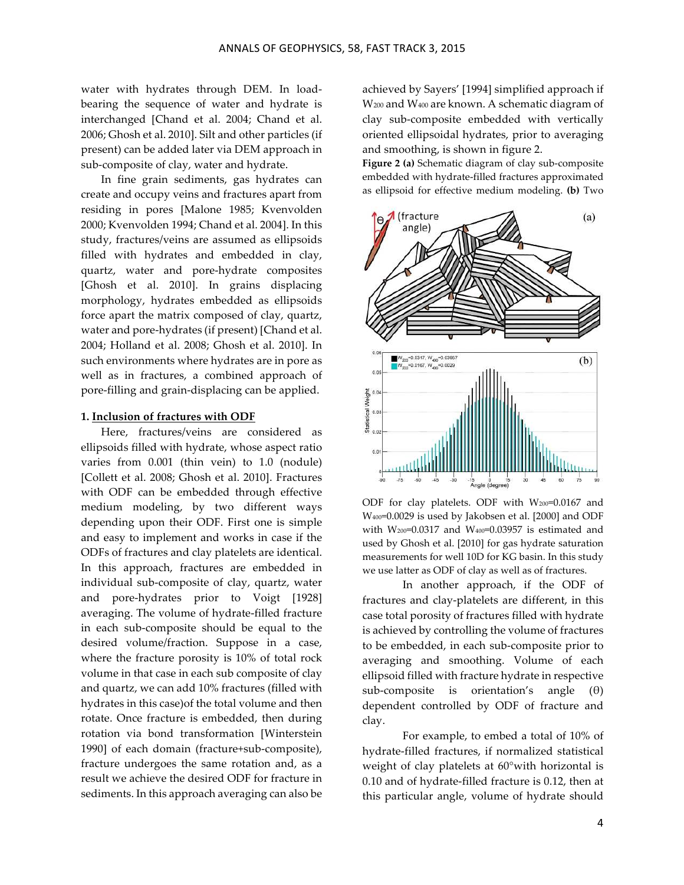water with hydrates through DEM. In load-bearing the sequence of water and hydrate is interchanged [Chand et al. 2004; Chand et al. 2006; Ghosh et al. 2010]. Silt and other particles (if present) can be added later via DEM approach in sub-composite of clay, water and hydrate.

In fine grain sediments, gas hydrates can create and occupy veins and fractures apart from residing in pores [Malone 1985; Kvenvolden 2000; Kvenvolden 1994; Chand et al. 2004]. In this study, fractures/veins are assumed as ellipsoids filled with hydrates and embedded in clay, quartz, water and pore-hydrate composites [Ghosh et al. 2010]. In grains displacing morphology, hydrates embedded as ellipsoids force apart the matrix composed of clay, quartz, water and pore-hydrates (if present) [Chand et al. 2004; Holland et al. 2008; Ghosh et al. 2010]. In such environments where hydrates are in pore as well as in fractures, a combined approach of pore-filling and grain-displacing can be applied.

### 1. Inclusion of fractures with ODF

Here, fractures/veins are considered as ellipsoids filled with hydrate, whose aspect ratio varies from 0.001 (thin vein) to 1.0 (nodule) [Collett et al. 2008; Ghosh et al. 2010]. Fractures with ODF can be embedded through effective medium modeling, by two different ways depending upon their ODF. First one is simple and easy to implement and works in case if the ODFs of fractures and clay platelets are identical. In this approach, fractures are embedded in individual sub-composite of clay, water and pore-hydrates prior to Voigt [1928] averaging. The volume of hydrate-filled fracture in each sub-composite should be equal to the desired volume/fraction. Suppose in a case, where the fracture porosity is 10% of total rock volume in that case in each sub composite of clay and quartz, we can add 10% fractures (filled with hydrates in this case)of the total volume and then rotate. Once fracture is embedded, then during rotation via bond transformation [Winterstein 1990] of each domain (fracture+sub-composite), fracture undergoes the same rotation and, as a result we achieve the desired ODF for fracture in sediments. In this approach averaging can also be achieved by Sayers' [1994] simplified approach if $W_{200}$ and $W_{400}$ are known. A schematic diagram of clay sub-composite embedded with vertically oriented ellipsoidal hydrates, prior to averaging and smoothing, is shown in figure 2.

**Figure 2 (a)** Schematic diagram of clay sub-composite embedded with hydrate-filled fractures approximated as ellipsoid for effective medium modeling. **(b)** Two ODF for clay platelets. ODF with $W_{200}$=0.0167 and $W_{400}$=0.0029 is used by Jakobsen et al. [2000] and ODF with $W_{200}$=0.0317 and $W_{400}$=0.03957 is estimated and used by Ghosh et al. [2010] for gas hydrate saturation measurements for well 10D for KG basin. In this study we use latter as ODF of clay as well as of fractures.

In another approach, if the ODF of fractures and clay-platelets are different, in this case total porosity of fractures filled with hydrate is achieved by controlling the volume of fractures to be embedded, in each sub-composite prior to averaging and smoothing. Volume of each ellipsoid filled with fracture hydrate in respective sub-composite is orientation's angle ($\theta$) dependent controlled by ODF of fracture and clay.

For example, to embed a total of 10% of hydrate-filled fractures, if normalized statistical weight of clay platelets at 60°with horizontal is 0.10 and of hydrate-filled fracture is 0.12, then at this particular angle, volume of hydrate should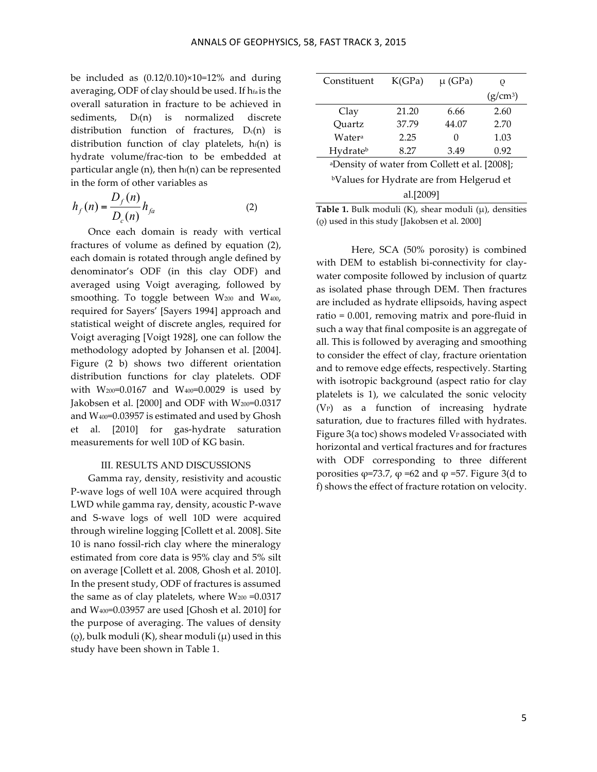be included as (0.12/0.10)×10=12% and during averaging, ODF of clay should be used. If $h_{fa}$ is the overall saturation in fracture to be achieved in sediments, $D_f(n)$ is normalized discrete distribution function of fractures, $D_c(n)$ is distribution function of clay platelets, $h_f(n)$ is hydrate volume/frac-tion to be embedded at particular angle (n), then $h_f(n)$ can be represented in the form of other variables as

$$h_f(n) = \frac{D_f(n)}{D_c(n)} h_{fa} \tag{2}$$

Once each domain is ready with vertical fractures of volume as defined by equation (2), each domain is rotated through angle defined by denominator's ODF (in this clay ODF) and averaged using Voigt averaging, followed by smoothing. To toggle between $W_{200}$ and $W_{400}$, required for Sayers' [Sayers 1994] approach and statistical weight of discrete angles, required for Voigt averaging [Voigt 1928], one can follow the methodology adopted by Johansen et al. [2004]. Figure (2 b) shows two different orientation distribution functions for clay platelets. ODF with $W_{200}$=0.0167 and $W_{400}$=0.0029 is used by Jakobsen et al. [2000] and ODF with $W_{200}$=0.0317 and $W_{400}$=0.03957 is estimated and used by Ghosh et al. [2010] for gas-hydrate saturation measurements for well 10D of KG basin.

## III. RESULTS AND DISCUSSIONS

Gamma ray, density, resistivity and acoustic P-wave logs of well 10A were acquired through LWD while gamma ray, density, acoustic P-wave and S-wave logs of well 10D were acquired through wireline logging [Collett et al. 2008]. Site 10 is nano fossil-rich clay where the mineralogy estimated from core data is 95% clay and 5% silt on average [Collett et al. 2008, Ghosh et al. 2010]. In the present study, ODF of fractures is assumed the same as of clay platelets, where $W_{200}$ =0.0317 and $W_{400}$=0.03957 are used [Ghosh et al. 2010] for the purpose of averaging. The values of density (ρ), bulk moduli (K), shear moduli (μ) used in this study have been shown in Table 1.

| Constituent | K(GPa) | μ (GPa) | ρ (g/cm³) |
|---|---|---|---|
| Clay | 21.20 | 6.66 | 2.60 |
| Quartz | 37.79 | 44.07 | 2.70 |
| Water[a] | 2.25 | 0 | 1.03 |
| Hydrate[b] | 8.27 | 3.49 | 0.92 |

[a]Density of water from Collett et al. [2008];
[b]Values for Hydrate are from Helgerud et al.[2009]

**Table 1.** Bulk moduli (K), shear moduli (μ), densities (ρ) used in this study [Jakobsen et al. 2000]

Here, SCA (50% porosity) is combined with DEM to establish bi-connectivity for clay-water composite followed by inclusion of quartz as isolated phase through DEM. Then fractures are included as hydrate ellipsoids, having aspect ratio = 0.001, removing matrix and pore-fluid in such a way that final composite is an aggregate of all. This is followed by averaging and smoothing to consider the effect of clay, fracture orientation and to remove edge effects, respectively. Starting with isotropic background (aspect ratio for clay platelets is 1), we calculated the sonic velocity ($V_P$) as a function of increasing hydrate saturation, due to fractures filled with hydrates. Figure 3(a toc) shows modeled $V_P$ associated with horizontal and vertical fractures and for fractures with ODF corresponding to three different porosities φ=73.7, φ =62 and φ =57. Figure 3(d to f) shows the effect of fracture rotation on velocity.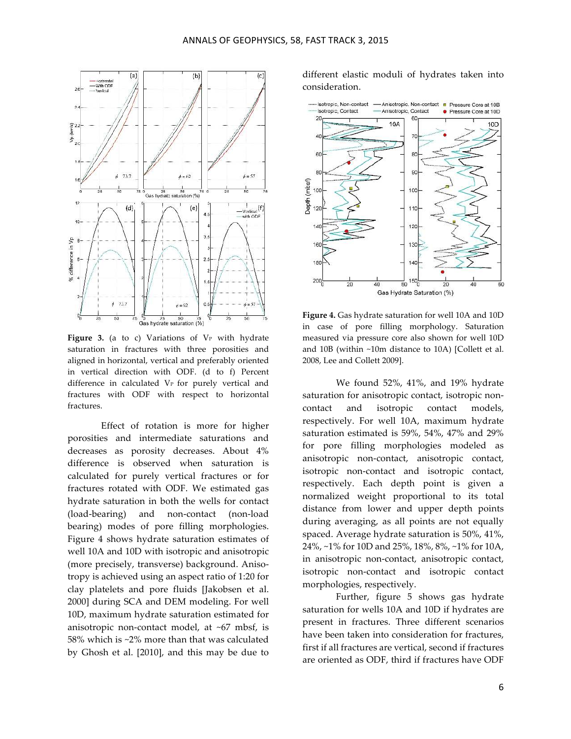**Figure 3.** (a to c) Variations of $V_P$ with hydrate saturation in fractures with three porosities and aligned in horizontal, vertical and preferably oriented in vertical direction with ODF. (d to f) Percent difference in calculated $V_P$ for purely vertical and fractures with ODF with respect to horizontal fractures.

Effect of rotation is more for higher porosities and intermediate saturations and decreases as porosity decreases. About 4% difference is observed when saturation is calculated for purely vertical fractures or for fractures rotated with ODF. We estimated gas hydrate saturation in both the wells for contact (load-bearing) and non-contact (non-load bearing) modes of pore filling morphologies. Figure 4 shows hydrate saturation estimates of well 10A and 10D with isotropic and anisotropic (more precisely, transverse) background. Anisotropy is achieved using an aspect ratio of 1:20 for clay platelets and pore fluids [Jakobsen et al. 2000] during SCA and DEM modeling. For well 10D, maximum hydrate saturation estimated for anisotropic non-contact model, at ~67 mbsf, is 58% which is ~2% more than that was calculated by Ghosh et al. [2010], and this may be due to different elastic moduli of hydrates taken into consideration.

**Figure 4.** Gas hydrate saturation for well 10A and 10D in case of pore filling morphology. Saturation measured via pressure core also shown for well 10D and 10B (within ~10m distance to 10A) [Collett et al. 2008, Lee and Collett 2009].

We found 52%, 41%, and 19% hydrate saturation for anisotropic contact, isotropic non-contact and isotropic contact models, respectively. For well 10A, maximum hydrate saturation estimated is 59%, 54%, 47% and 29% for pore filling morphologies modeled as anisotropic non-contact, anisotropic contact, isotropic non-contact and isotropic contact, respectively. Each depth point is given a normalized weight proportional to its total distance from lower and upper depth points during averaging, as all points are not equally spaced. Average hydrate saturation is 50%, 41%, 24%, ~1% for 10D and 25%, 18%, 8%, ~1% for 10A, in anisotropic non-contact, anisotropic contact, isotropic non-contact and isotropic contact morphologies, respectively.

Further, figure 5 shows gas hydrate saturation for wells 10A and 10D if hydrates are present in fractures. Three different scenarios have been taken into consideration for fractures, first if all fractures are vertical, second if fractures are oriented as ODF, third if fractures have ODF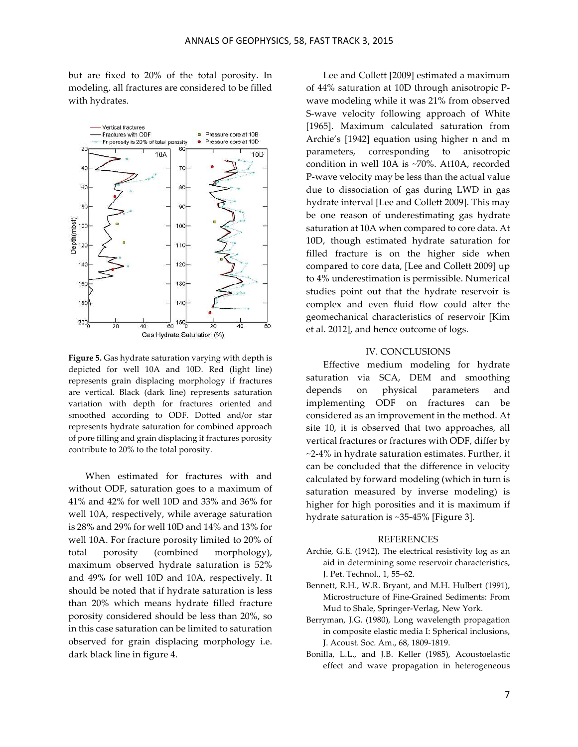but are fixed to 20% of the total porosity. In modeling, all fractures are considered to be filled with hydrates.

**Figure 5.** Gas hydrate saturation varying with depth is depicted for well 10A and 10D. Red (light line) represents grain displacing morphology if fractures are vertical. Black (dark line) represents saturation variation with depth for fractures oriented and smoothed according to ODF. Dotted and/or star represents hydrate saturation for combined approach of pore filling and grain displacing if fractures porosity contribute to 20% to the total porosity.

When estimated for fractures with and without ODF, saturation goes to a maximum of 41% and 42% for well 10D and 33% and 36% for well 10A, respectively, while average saturation is 28% and 29% for well 10D and 14% and 13% for well 10A. For fracture porosity limited to 20% of total porosity (combined morphology), maximum observed hydrate saturation is 52% and 49% for well 10D and 10A, respectively. It should be noted that if hydrate saturation is less than 20% which means hydrate filled fracture porosity considered should be less than 20%, so in this case saturation can be limited to saturation observed for grain displacing morphology i.e. dark black line in figure 4.

Lee and Collett [2009] estimated a maximum of 44% saturation at 10D through anisotropic P-wave modeling while it was 21% from observed S-wave velocity following approach of White [1965]. Maximum calculated saturation from Archie's [1942] equation using higher n and m parameters, corresponding to anisotropic condition in well 10A is ~70%. At10A, recorded P-wave velocity may be less than the actual value due to dissociation of gas during LWD in gas hydrate interval [Lee and Collett 2009]. This may be one reason of underestimating gas hydrate saturation at 10A when compared to core data. At 10D, though estimated hydrate saturation for filled fracture is on the higher side when compared to core data, [Lee and Collett 2009] up to 4% underestimation is permissible. Numerical studies point out that the hydrate reservoir is complex and even fluid flow could alter the geomechanical characteristics of reservoir [Kim et al. 2012], and hence outcome of logs.

## IV. CONCLUSIONS

Effective medium modeling for hydrate saturation via SCA, DEM and smoothing depends on physical parameters and implementing ODF on fractures can be considered as an improvement in the method. At site 10, it is observed that two approaches, all vertical fractures or fractures with ODF, differ by ~2-4% in hydrate saturation estimates. Further, it can be concluded that the difference in velocity calculated by forward modeling (which in turn is saturation measured by inverse modeling) is higher for high porosities and it is maximum if hydrate saturation is ~35-45% [Figure 3].

## REFERENCES

Archie, G.E. (1942), The electrical resistivity log as an aid in determining some reservoir characteristics, J. Pet. Technol., 1, 55–62.

Bennett, R.H., W.R. Bryant, and M.H. Hulbert (1991), Microstructure of Fine-Grained Sediments: From Mud to Shale, Springer-Verlag, New York.

Berryman, J.G. (1980), Long wavelength propagation in composite elastic media I: Spherical inclusions, J. Acoust. Soc. Am., 68, 1809-1819.

Bonilla, L.L., and J.B. Keller (1985), Acoustoelastic effect and wave propagation in heterogeneous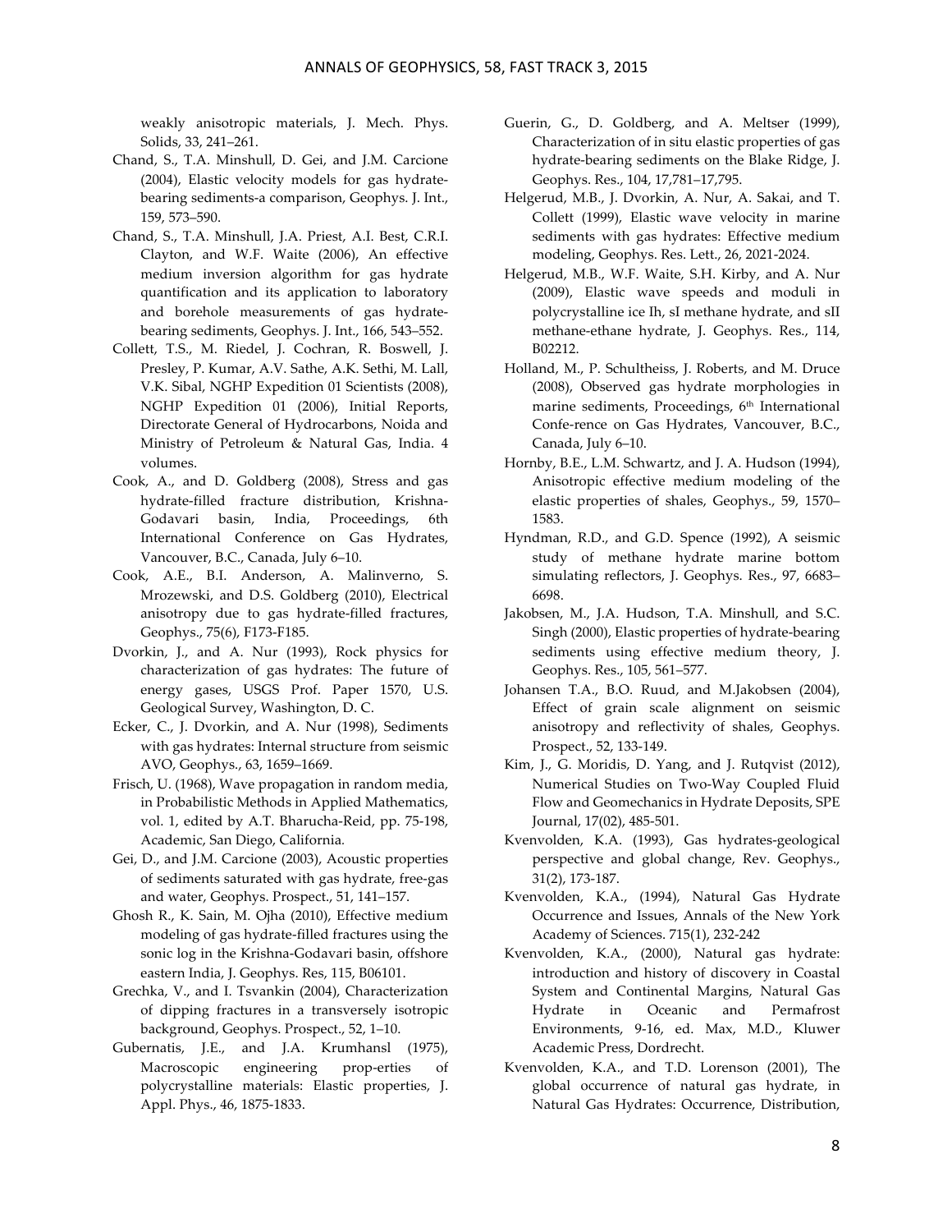weakly anisotropic materials, J. Mech. Phys. Solids, 33, 241–261.

Chand, S., T.A. Minshull, D. Gei, and J.M. Carcione (2004), Elastic velocity models for gas hydrate-bearing sediments-a comparison, Geophys. J. Int., 159, 573–590.

Chand, S., T.A. Minshull, J.A. Priest, A.I. Best, C.R.I. Clayton, and W.F. Waite (2006), An effective medium inversion algorithm for gas hydrate quantification and its application to laboratory and borehole measurements of gas hydrate-bearing sediments, Geophys. J. Int., 166, 543–552.

Collett, T.S., M. Riedel, J. Cochran, R. Boswell, J. Presley, P. Kumar, A.V. Sathe, A.K. Sethi, M. Lall, V.K. Sibal, NGHP Expedition 01 Scientists (2008), NGHP Expedition 01 (2006), Initial Reports, Directorate General of Hydrocarbons, Noida and Ministry of Petroleum & Natural Gas, India. 4 volumes.

Cook, A., and D. Goldberg (2008), Stress and gas hydrate-filled fracture distribution, Krishna-Godavari basin, India, Proceedings, 6th International Conference on Gas Hydrates, Vancouver, B.C., Canada, July 6–10.

Cook, A.E., B.I. Anderson, A. Malinverno, S. Mrozewski, and D.S. Goldberg (2010), Electrical anisotropy due to gas hydrate-filled fractures, Geophys., 75(6), F173-F185.

Dvorkin, J., and A. Nur (1993), Rock physics for characterization of gas hydrates: The future of energy gases, USGS Prof. Paper 1570, U.S. Geological Survey, Washington, D. C.

Ecker, C., J. Dvorkin, and A. Nur (1998), Sediments with gas hydrates: Internal structure from seismic AVO, Geophys., 63, 1659–1669.

Frisch, U. (1968), Wave propagation in random media, in Probabilistic Methods in Applied Mathematics, vol. 1, edited by A.T. Bharucha-Reid, pp. 75-198, Academic, San Diego, California.

Gei, D., and J.M. Carcione (2003), Acoustic properties of sediments saturated with gas hydrate, free-gas and water, Geophys. Prospect., 51, 141–157.

Ghosh R., K. Sain, M. Ojha (2010), Effective medium modeling of gas hydrate-filled fractures using the sonic log in the Krishna-Godavari basin, offshore eastern India, J. Geophys. Res, 115, B06101.

Grechka, V., and I. Tsvankin (2004), Characterization of dipping fractures in a transversely isotropic background, Geophys. Prospect., 52, 1–10.

Gubernatis, J.E., and J.A. Krumhansl (1975), Macroscopic engineering prop-erties of polycrystalline materials: Elastic properties, J. Appl. Phys., 46, 1875-1833.

Guerin, G., D. Goldberg, and A. Meltser (1999), Characterization of in situ elastic properties of gas hydrate-bearing sediments on the Blake Ridge, J. Geophys. Res., 104, 17,781–17,795.

Helgerud, M.B., J. Dvorkin, A. Nur, A. Sakai, and T. Collett (1999), Elastic wave velocity in marine sediments with gas hydrates: Effective medium modeling, Geophys. Res. Lett., 26, 2021-2024.

Helgerud, M.B., W.F. Waite, S.H. Kirby, and A. Nur (2009), Elastic wave speeds and moduli in polycrystalline ice Ih, sI methane hydrate, and sII methane-ethane hydrate, J. Geophys. Res., 114, B02212.

Holland, M., P. Schultheiss, J. Roberts, and M. Druce (2008), Observed gas hydrate morphologies in marine sediments, Proceedings, 6th International Confe-rence on Gas Hydrates, Vancouver, B.C., Canada, July 6–10.

Hornby, B.E., L.M. Schwartz, and J. A. Hudson (1994), Anisotropic effective medium modeling of the elastic properties of shales, Geophys., 59, 1570–1583.

Hyndman, R.D., and G.D. Spence (1992), A seismic study of methane hydrate marine bottom simulating reflectors, J. Geophys. Res., 97, 6683–6698.

Jakobsen, M., J.A. Hudson, T.A. Minshull, and S.C. Singh (2000), Elastic properties of hydrate-bearing sediments using effective medium theory, J. Geophys. Res., 105, 561–577.

Johansen T.A., B.O. Ruud, and M.Jakobsen (2004), Effect of grain scale alignment on seismic anisotropy and reflectivity of shales, Geophys. Prospect., 52, 133-149.

Kim, J., G. Moridis, D. Yang, and J. Rutqvist (2012), Numerical Studies on Two-Way Coupled Fluid Flow and Geomechanics in Hydrate Deposits, SPE Journal, 17(02), 485-501.

Kvenvolden, K.A. (1993), Gas hydrates-geological perspective and global change, Rev. Geophys., 31(2), 173-187.

Kvenvolden, K.A., (1994), Natural Gas Hydrate Occurrence and Issues, Annals of the New York Academy of Sciences. 715(1), 232-242

Kvenvolden, K.A., (2000), Natural gas hydrate: introduction and history of discovery in Coastal System and Continental Margins, Natural Gas Hydrate in Oceanic and Permafrost Environments, 9-16, ed. Max, M.D., Kluwer Academic Press, Dordrecht.

Kvenvolden, K.A., and T.D. Lorenson (2001), The global occurrence of natural gas hydrate, in Natural Gas Hydrates: Occurrence, Distribution,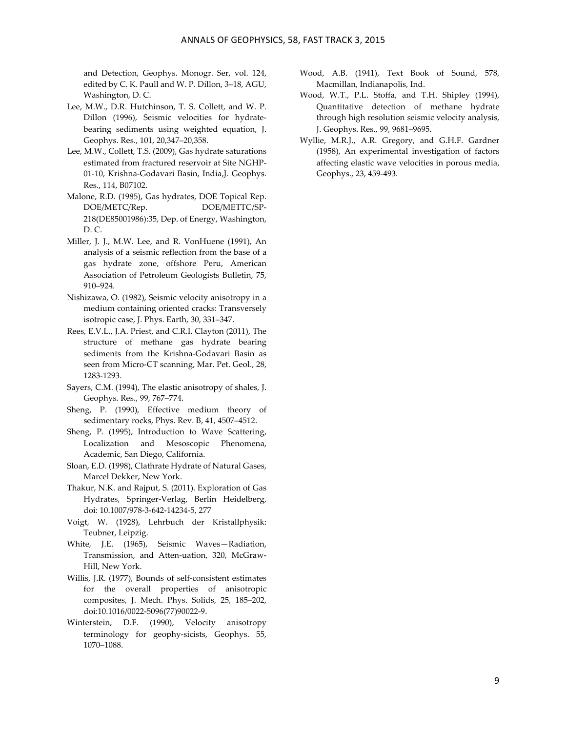and Detection, Geophys. Monogr. Ser, vol. 124, edited by C. K. Paull and W. P. Dillon, 3–18, AGU, Washington, D. C.

Lee, M.W., D.R. Hutchinson, T. S. Collett, and W. P. Dillon (1996), Seismic velocities for hydrate-bearing sediments using weighted equation, J. Geophys. Res., 101, 20,347–20,358.

Lee, M.W., Collett, T.S. (2009), Gas hydrate saturations estimated from fractured reservoir at Site NGHP-01-10, Krishna-Godavari Basin, India,J. Geophys. Res., 114, B07102.

Malone, R.D. (1985), Gas hydrates, DOE Topical Rep. DOE/METC/Rep. DOE/METTC/SP-218(DE85001986):35, Dep. of Energy, Washington, D. C.

Miller, J. J., M.W. Lee, and R. VonHuene (1991), An analysis of a seismic reflection from the base of a gas hydrate zone, offshore Peru, American Association of Petroleum Geologists Bulletin, 75, 910–924.

Nishizawa, O. (1982), Seismic velocity anisotropy in a medium containing oriented cracks: Transversely isotropic case, J. Phys. Earth, 30, 331–347.

Rees, E.V.L., J.A. Priest, and C.R.I. Clayton (2011), The structure of methane gas hydrate bearing sediments from the Krishna-Godavari Basin as seen from Micro-CT scanning, Mar. Pet. Geol., 28, 1283-1293.

Sayers, C.M. (1994), The elastic anisotropy of shales, J. Geophys. Res., 99, 767–774.

Sheng, P. (1990), Effective medium theory of sedimentary rocks, Phys. Rev. B, 41, 4507–4512.

Sheng, P. (1995), Introduction to Wave Scattering, Localization and Mesoscopic Phenomena, Academic, San Diego, California.

Sloan, E.D. (1998), Clathrate Hydrate of Natural Gases, Marcel Dekker, New York.

Thakur, N.K. and Rajput, S. (2011). Exploration of Gas Hydrates, Springer-Verlag, Berlin Heidelberg, doi: 10.1007/978-3-642-14234-5, 277

Voigt, W. (1928), Lehrbuch der Kristallphysik: Teubner, Leipzig.

White, J.E. (1965), Seismic Waves—Radiation, Transmission, and Atten-uation, 320, McGraw-Hill, New York.

Willis, J.R. (1977), Bounds of self-consistent estimates for the overall properties of anisotropic composites, J. Mech. Phys. Solids, 25, 185–202, doi:10.1016/0022-5096(77)90022-9.

Winterstein, D.F. (1990), Velocity anisotropy terminology for geophy-sicists, Geophys. 55, 1070–1088.

Wood, A.B. (1941), Text Book of Sound, 578, Macmillan, Indianapolis, Ind.

Wood, W.T., P.L. Stoffa, and T.H. Shipley (1994), Quantitative detection of methane hydrate through high resolution seismic velocity analysis, J. Geophys. Res., 99, 9681–9695.

Wyllie, M.R.J., A.R. Gregory, and G.H.F. Gardner (1958), An experimental investigation of factors affecting elastic wave velocities in porous media, Geophys., 23, 459-493.